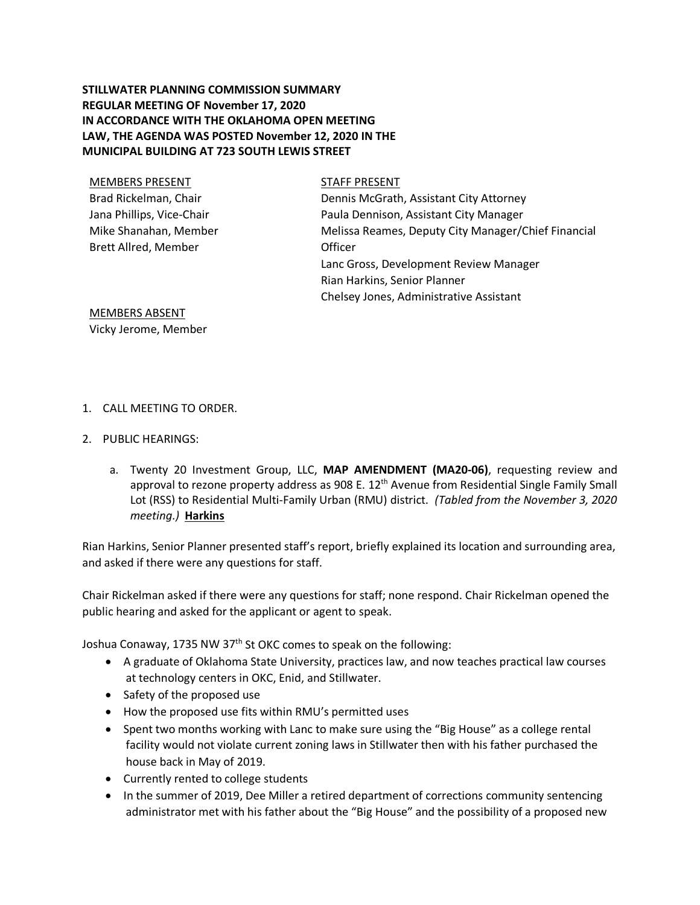**STILLWATER PLANNING COMMISSION SUMMARY**
**REGULAR MEETING OF November 17, 2020**
**IN ACCORDANCE WITH THE OKLAHOMA OPEN MEETING LAW, THE AGENDA WAS POSTED November 12, 2020 IN THE MUNICIPAL BUILDING AT 723 SOUTH LEWIS STREET**

MEMBERS PRESENT
Brad Rickelman, Chair
Jana Phillips, Vice-Chair
Mike Shanahan, Member
Brett Allred, Member

STAFF PRESENT
Dennis McGrath, Assistant City Attorney
Paula Dennison, Assistant City Manager
Melissa Reames, Deputy City Manager/Chief Financial Officer
Lanc Gross, Development Review Manager
Rian Harkins, Senior Planner
Chelsey Jones, Administrative Assistant

MEMBERS ABSENT
Vicky Jerome, Member

1. CALL MEETING TO ORDER.

2. PUBLIC HEARINGS:

   a. Twenty 20 Investment Group, LLC, **MAP AMENDMENT (MA20-06)**, requesting review and approval to rezone property address as 908 E. 12th Avenue from Residential Single Family Small Lot (RSS) to Residential Multi-Family Urban (RMU) district. *(Tabled from the November 3, 2020 meeting.)* **Harkins**

Rian Harkins, Senior Planner presented staff's report, briefly explained its location and surrounding area, and asked if there were any questions for staff.

Chair Rickelman asked if there were any questions for staff; none respond. Chair Rickelman opened the public hearing and asked for the applicant or agent to speak.

Joshua Conaway, 1735 NW 37th St OKC comes to speak on the following:

- A graduate of Oklahoma State University, practices law, and now teaches practical law courses at technology centers in OKC, Enid, and Stillwater.
- Safety of the proposed use
- How the proposed use fits within RMU's permitted uses
- Spent two months working with Lanc to make sure using the "Big House" as a college rental facility would not violate current zoning laws in Stillwater then with his father purchased the house back in May of 2019.
- Currently rented to college students
- In the summer of 2019, Dee Miller a retired department of corrections community sentencing administrator met with his father about the "Big House" and the possibility of a proposed new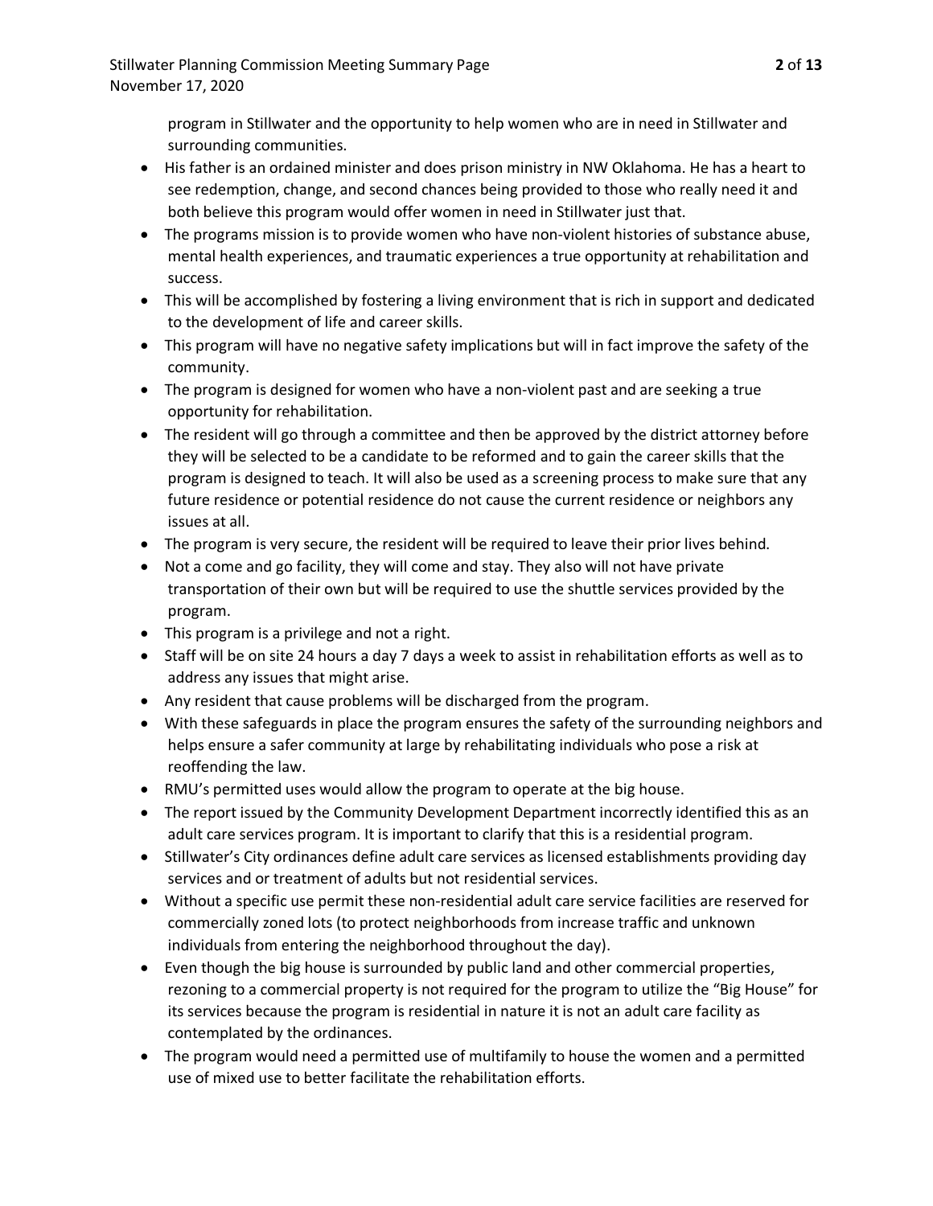program in Stillwater and the opportunity to help women who are in need in Stillwater and surrounding communities.

- His father is an ordained minister and does prison ministry in NW Oklahoma. He has a heart to see redemption, change, and second chances being provided to those who really need it and both believe this program would offer women in need in Stillwater just that.
- The programs mission is to provide women who have non-violent histories of substance abuse, mental health experiences, and traumatic experiences a true opportunity at rehabilitation and success.
- This will be accomplished by fostering a living environment that is rich in support and dedicated to the development of life and career skills.
- This program will have no negative safety implications but will in fact improve the safety of the community.
- The program is designed for women who have a non-violent past and are seeking a true opportunity for rehabilitation.
- The resident will go through a committee and then be approved by the district attorney before they will be selected to be a candidate to be reformed and to gain the career skills that the program is designed to teach. It will also be used as a screening process to make sure that any future residence or potential residence do not cause the current residence or neighbors any issues at all.
- The program is very secure, the resident will be required to leave their prior lives behind.
- Not a come and go facility, they will come and stay. They also will not have private transportation of their own but will be required to use the shuttle services provided by the program.
- This program is a privilege and not a right.
- Staff will be on site 24 hours a day 7 days a week to assist in rehabilitation efforts as well as to address any issues that might arise.
- Any resident that cause problems will be discharged from the program.
- With these safeguards in place the program ensures the safety of the surrounding neighbors and helps ensure a safer community at large by rehabilitating individuals who pose a risk at reoffending the law.
- RMU's permitted uses would allow the program to operate at the big house.
- The report issued by the Community Development Department incorrectly identified this as an adult care services program. It is important to clarify that this is a residential program.
- Stillwater's City ordinances define adult care services as licensed establishments providing day services and or treatment of adults but not residential services.
- Without a specific use permit these non-residential adult care service facilities are reserved for commercially zoned lots (to protect neighborhoods from increase traffic and unknown individuals from entering the neighborhood throughout the day).
- Even though the big house is surrounded by public land and other commercial properties, rezoning to a commercial property is not required for the program to utilize the "Big House" for its services because the program is residential in nature it is not an adult care facility as contemplated by the ordinances.
- The program would need a permitted use of multifamily to house the women and a permitted use of mixed use to better facilitate the rehabilitation efforts.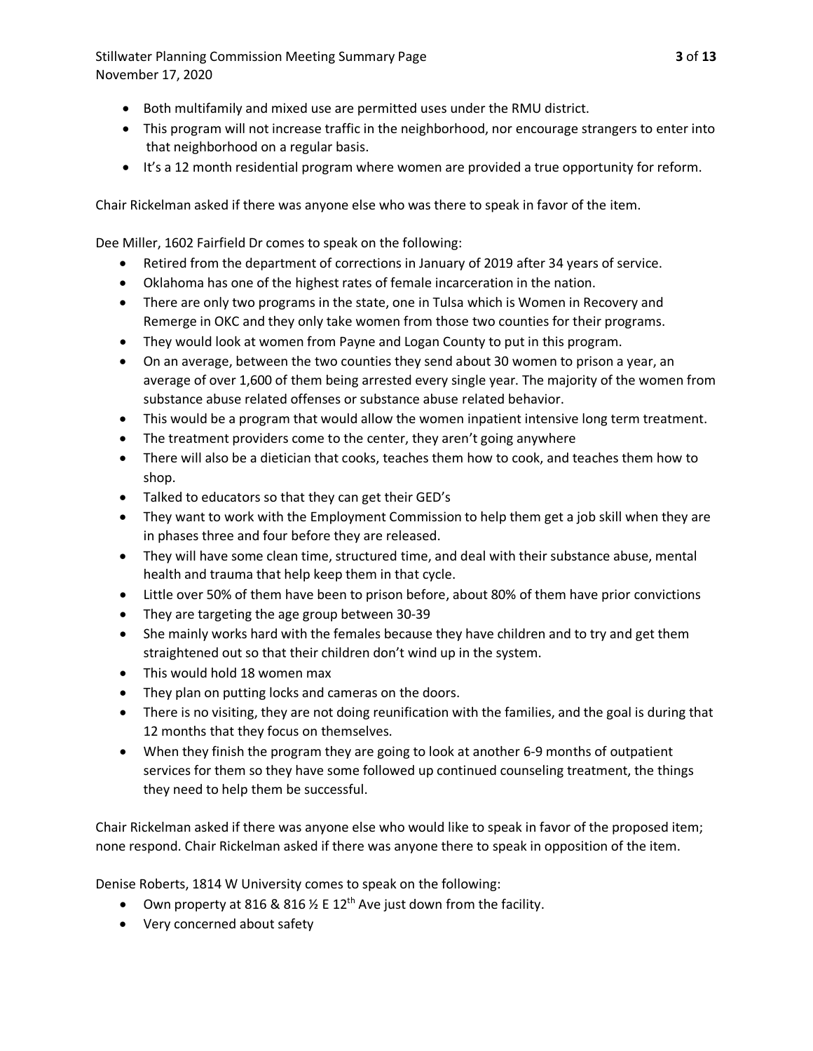- Both multifamily and mixed use are permitted uses under the RMU district.
- This program will not increase traffic in the neighborhood, nor encourage strangers to enter into that neighborhood on a regular basis.
- It's a 12 month residential program where women are provided a true opportunity for reform.

Chair Rickelman asked if there was anyone else who was there to speak in favor of the item.

Dee Miller, 1602 Fairfield Dr comes to speak on the following:

- Retired from the department of corrections in January of 2019 after 34 years of service.
- Oklahoma has one of the highest rates of female incarceration in the nation.
- There are only two programs in the state, one in Tulsa which is Women in Recovery and Remerge in OKC and they only take women from those two counties for their programs.
- They would look at women from Payne and Logan County to put in this program.
- On an average, between the two counties they send about 30 women to prison a year, an average of over 1,600 of them being arrested every single year. The majority of the women from substance abuse related offenses or substance abuse related behavior.
- This would be a program that would allow the women inpatient intensive long term treatment.
- The treatment providers come to the center, they aren't going anywhere
- There will also be a dietician that cooks, teaches them how to cook, and teaches them how to shop.
- Talked to educators so that they can get their GED's
- They want to work with the Employment Commission to help them get a job skill when they are in phases three and four before they are released.
- They will have some clean time, structured time, and deal with their substance abuse, mental health and trauma that help keep them in that cycle.
- Little over 50% of them have been to prison before, about 80% of them have prior convictions
- They are targeting the age group between 30-39
- She mainly works hard with the females because they have children and to try and get them straightened out so that their children don't wind up in the system.
- This would hold 18 women max
- They plan on putting locks and cameras on the doors.
- There is no visiting, they are not doing reunification with the families, and the goal is during that 12 months that they focus on themselves.
- When they finish the program they are going to look at another 6-9 months of outpatient services for them so they have some followed up continued counseling treatment, the things they need to help them be successful.

Chair Rickelman asked if there was anyone else who would like to speak in favor of the proposed item; none respond. Chair Rickelman asked if there was anyone there to speak in opposition of the item.

Denise Roberts, 1814 W University comes to speak on the following:

- Own property at 816 & 816 ½ E 12th Ave just down from the facility.
- Very concerned about safety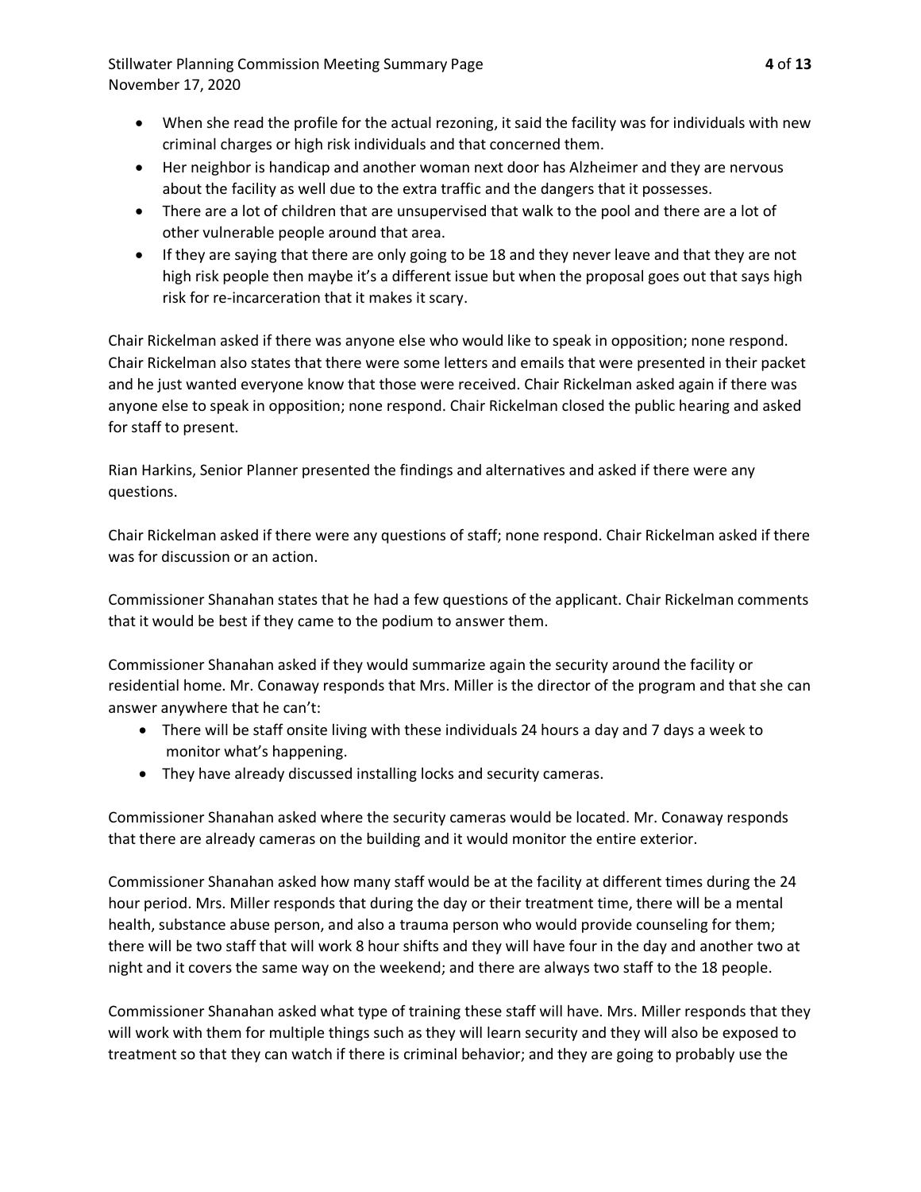- When she read the profile for the actual rezoning, it said the facility was for individuals with new criminal charges or high risk individuals and that concerned them.
- Her neighbor is handicap and another woman next door has Alzheimer and they are nervous about the facility as well due to the extra traffic and the dangers that it possesses.
- There are a lot of children that are unsupervised that walk to the pool and there are a lot of other vulnerable people around that area.
- If they are saying that there are only going to be 18 and they never leave and that they are not high risk people then maybe it's a different issue but when the proposal goes out that says high risk for re-incarceration that it makes it scary.

Chair Rickelman asked if there was anyone else who would like to speak in opposition; none respond. Chair Rickelman also states that there were some letters and emails that were presented in their packet and he just wanted everyone know that those were received. Chair Rickelman asked again if there was anyone else to speak in opposition; none respond. Chair Rickelman closed the public hearing and asked for staff to present.

Rian Harkins, Senior Planner presented the findings and alternatives and asked if there were any questions.

Chair Rickelman asked if there were any questions of staff; none respond. Chair Rickelman asked if there was for discussion or an action.

Commissioner Shanahan states that he had a few questions of the applicant. Chair Rickelman comments that it would be best if they came to the podium to answer them.

Commissioner Shanahan asked if they would summarize again the security around the facility or residential home. Mr. Conaway responds that Mrs. Miller is the director of the program and that she can answer anywhere that he can't:

- There will be staff onsite living with these individuals 24 hours a day and 7 days a week to monitor what's happening.
- They have already discussed installing locks and security cameras.

Commissioner Shanahan asked where the security cameras would be located. Mr. Conaway responds that there are already cameras on the building and it would monitor the entire exterior.

Commissioner Shanahan asked how many staff would be at the facility at different times during the 24 hour period. Mrs. Miller responds that during the day or their treatment time, there will be a mental health, substance abuse person, and also a trauma person who would provide counseling for them; there will be two staff that will work 8 hour shifts and they will have four in the day and another two at night and it covers the same way on the weekend; and there are always two staff to the 18 people.

Commissioner Shanahan asked what type of training these staff will have. Mrs. Miller responds that they will work with them for multiple things such as they will learn security and they will also be exposed to treatment so that they can watch if there is criminal behavior; and they are going to probably use the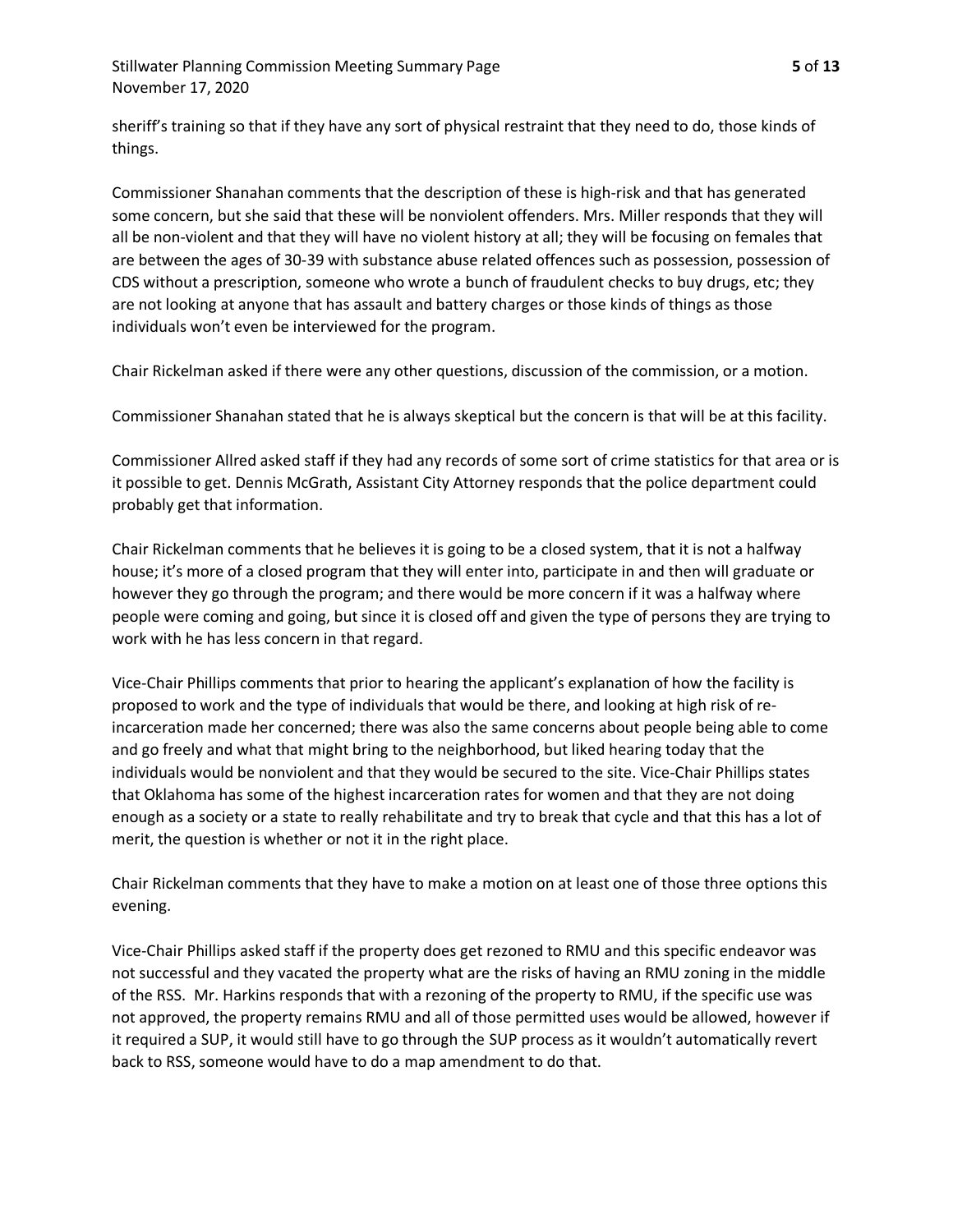sheriff's training so that if they have any sort of physical restraint that they need to do, those kinds of things.

Commissioner Shanahan comments that the description of these is high-risk and that has generated some concern, but she said that these will be nonviolent offenders. Mrs. Miller responds that they will all be non-violent and that they will have no violent history at all; they will be focusing on females that are between the ages of 30-39 with substance abuse related offences such as possession, possession of CDS without a prescription, someone who wrote a bunch of fraudulent checks to buy drugs, etc; they are not looking at anyone that has assault and battery charges or those kinds of things as those individuals won't even be interviewed for the program.

Chair Rickelman asked if there were any other questions, discussion of the commission, or a motion.

Commissioner Shanahan stated that he is always skeptical but the concern is that will be at this facility.

Commissioner Allred asked staff if they had any records of some sort of crime statistics for that area or is it possible to get. Dennis McGrath, Assistant City Attorney responds that the police department could probably get that information.

Chair Rickelman comments that he believes it is going to be a closed system, that it is not a halfway house; it's more of a closed program that they will enter into, participate in and then will graduate or however they go through the program; and there would be more concern if it was a halfway where people were coming and going, but since it is closed off and given the type of persons they are trying to work with he has less concern in that regard.

Vice-Chair Phillips comments that prior to hearing the applicant's explanation of how the facility is proposed to work and the type of individuals that would be there, and looking at high risk of re-incarceration made her concerned; there was also the same concerns about people being able to come and go freely and what that might bring to the neighborhood, but liked hearing today that the individuals would be nonviolent and that they would be secured to the site. Vice-Chair Phillips states that Oklahoma has some of the highest incarceration rates for women and that they are not doing enough as a society or a state to really rehabilitate and try to break that cycle and that this has a lot of merit, the question is whether or not it in the right place.

Chair Rickelman comments that they have to make a motion on at least one of those three options this evening.

Vice-Chair Phillips asked staff if the property does get rezoned to RMU and this specific endeavor was not successful and they vacated the property what are the risks of having an RMU zoning in the middle of the RSS. Mr. Harkins responds that with a rezoning of the property to RMU, if the specific use was not approved, the property remains RMU and all of those permitted uses would be allowed, however if it required a SUP, it would still have to go through the SUP process as it wouldn't automatically revert back to RSS, someone would have to do a map amendment to do that.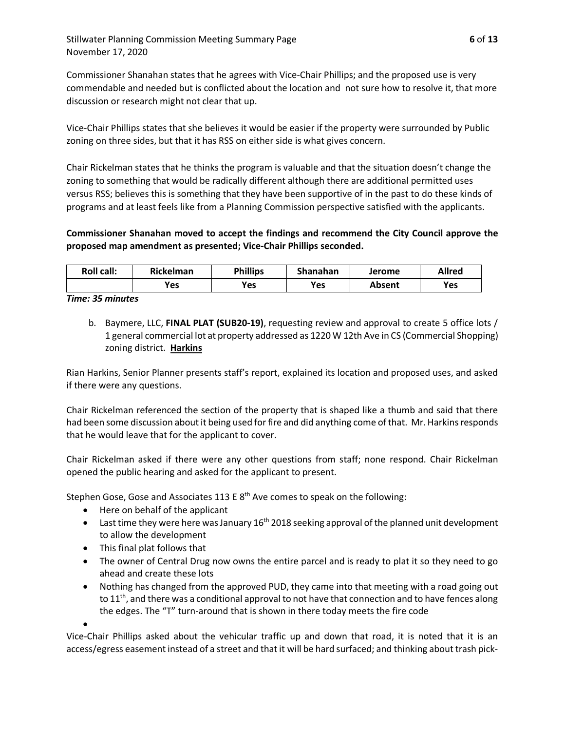Commissioner Shanahan states that he agrees with Vice-Chair Phillips; and the proposed use is very commendable and needed but is conflicted about the location and not sure how to resolve it, that more discussion or research might not clear that up.

Vice-Chair Phillips states that she believes it would be easier if the property were surrounded by Public zoning on three sides, but that it has RSS on either side is what gives concern.

Chair Rickelman states that he thinks the program is valuable and that the situation doesn't change the zoning to something that would be radically different although there are additional permitted uses versus RSS; believes this is something that they have been supportive of in the past to do these kinds of programs and at least feels like from a Planning Commission perspective satisfied with the applicants.

**Commissioner Shanahan moved to accept the findings and recommend the City Council approve the proposed map amendment as presented; Vice-Chair Phillips seconded.**

| Roll call: | Rickelman | Phillips | Shanahan | Jerome | Allred |
|---|---|---|---|---|---|
| | Yes | Yes | Yes | Absent | Yes |

***Time: 35 minutes***

b. Baymere, LLC, **FINAL PLAT (SUB20-19)**, requesting review and approval to create 5 office lots / 1 general commercial lot at property addressed as 1220 W 12th Ave in CS (Commercial Shopping) zoning district. **Harkins**

Rian Harkins, Senior Planner presents staff's report, explained its location and proposed uses, and asked if there were any questions.

Chair Rickelman referenced the section of the property that is shaped like a thumb and said that there had been some discussion about it being used for fire and did anything come of that. Mr. Harkins responds that he would leave that for the applicant to cover.

Chair Rickelman asked if there were any other questions from staff; none respond. Chair Rickelman opened the public hearing and asked for the applicant to present.

Stephen Gose, Gose and Associates 113 E 8th Ave comes to speak on the following:

- Here on behalf of the applicant
- Last time they were here was January 16th 2018 seeking approval of the planned unit development to allow the development
- This final plat follows that
- The owner of Central Drug now owns the entire parcel and is ready to plat it so they need to go ahead and create these lots
- Nothing has changed from the approved PUD, they came into that meeting with a road going out to 11th, and there was a conditional approval to not have that connection and to have fences along the edges. The "T" turn-around that is shown in there today meets the fire code

Vice-Chair Phillips asked about the vehicular traffic up and down that road, it is noted that it is an access/egress easement instead of a street and that it will be hard surfaced; and thinking about trash pick-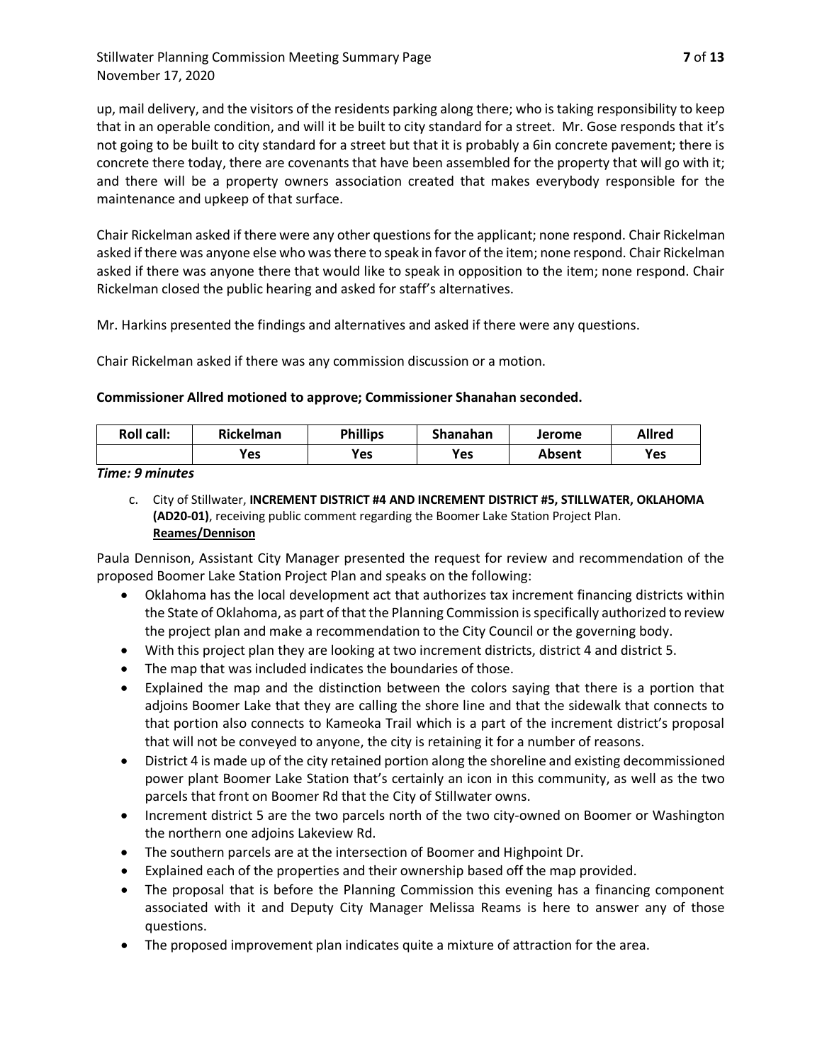up, mail delivery, and the visitors of the residents parking along there; who is taking responsibility to keep that in an operable condition, and will it be built to city standard for a street. Mr. Gose responds that it's not going to be built to city standard for a street but that it is probably a 6in concrete pavement; there is concrete there today, there are covenants that have been assembled for the property that will go with it; and there will be a property owners association created that makes everybody responsible for the maintenance and upkeep of that surface.

Chair Rickelman asked if there were any other questions for the applicant; none respond. Chair Rickelman asked if there was anyone else who was there to speak in favor of the item; none respond. Chair Rickelman asked if there was anyone there that would like to speak in opposition to the item; none respond. Chair Rickelman closed the public hearing and asked for staff's alternatives.

Mr. Harkins presented the findings and alternatives and asked if there were any questions.

Chair Rickelman asked if there was any commission discussion or a motion.

**Commissioner Allred motioned to approve; Commissioner Shanahan seconded.**

| Roll call: | Rickelman | Phillips | Shanahan | Jerome | Allred |
|---|---|---|---|---|---|
| | Yes | Yes | Yes | Absent | Yes |

***Time: 9 minutes***

c. City of Stillwater, **INCREMENT DISTRICT #4 AND INCREMENT DISTRICT #5, STILLWATER, OKLAHOMA (AD20-01)**, receiving public comment regarding the Boomer Lake Station Project Plan.
**Reames/Dennison**

Paula Dennison, Assistant City Manager presented the request for review and recommendation of the proposed Boomer Lake Station Project Plan and speaks on the following:

- Oklahoma has the local development act that authorizes tax increment financing districts within the State of Oklahoma, as part of that the Planning Commission is specifically authorized to review the project plan and make a recommendation to the City Council or the governing body.
- With this project plan they are looking at two increment districts, district 4 and district 5.
- The map that was included indicates the boundaries of those.
- Explained the map and the distinction between the colors saying that there is a portion that adjoins Boomer Lake that they are calling the shore line and that the sidewalk that connects to that portion also connects to Kameoka Trail which is a part of the increment district's proposal that will not be conveyed to anyone, the city is retaining it for a number of reasons.
- District 4 is made up of the city retained portion along the shoreline and existing decommissioned power plant Boomer Lake Station that's certainly an icon in this community, as well as the two parcels that front on Boomer Rd that the City of Stillwater owns.
- Increment district 5 are the two parcels north of the two city-owned on Boomer or Washington the northern one adjoins Lakeview Rd.
- The southern parcels are at the intersection of Boomer and Highpoint Dr.
- Explained each of the properties and their ownership based off the map provided.
- The proposal that is before the Planning Commission this evening has a financing component associated with it and Deputy City Manager Melissa Reams is here to answer any of those questions.
- The proposed improvement plan indicates quite a mixture of attraction for the area.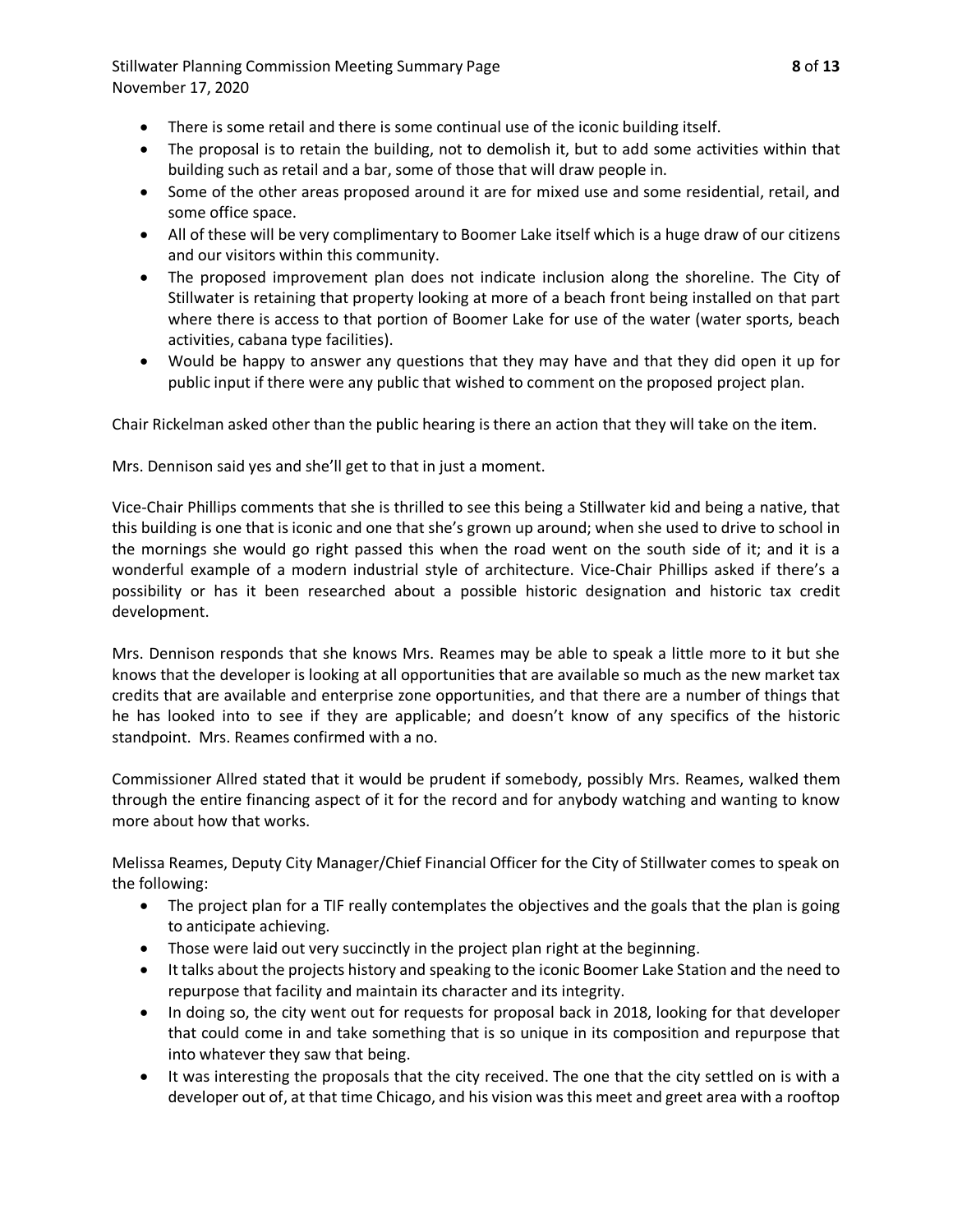- There is some retail and there is some continual use of the iconic building itself.
- The proposal is to retain the building, not to demolish it, but to add some activities within that building such as retail and a bar, some of those that will draw people in.
- Some of the other areas proposed around it are for mixed use and some residential, retail, and some office space.
- All of these will be very complimentary to Boomer Lake itself which is a huge draw of our citizens and our visitors within this community.
- The proposed improvement plan does not indicate inclusion along the shoreline. The City of Stillwater is retaining that property looking at more of a beach front being installed on that part where there is access to that portion of Boomer Lake for use of the water (water sports, beach activities, cabana type facilities).
- Would be happy to answer any questions that they may have and that they did open it up for public input if there were any public that wished to comment on the proposed project plan.

Chair Rickelman asked other than the public hearing is there an action that they will take on the item.

Mrs. Dennison said yes and she'll get to that in just a moment.

Vice-Chair Phillips comments that she is thrilled to see this being a Stillwater kid and being a native, that this building is one that is iconic and one that she's grown up around; when she used to drive to school in the mornings she would go right passed this when the road went on the south side of it; and it is a wonderful example of a modern industrial style of architecture. Vice-Chair Phillips asked if there's a possibility or has it been researched about a possible historic designation and historic tax credit development.

Mrs. Dennison responds that she knows Mrs. Reames may be able to speak a little more to it but she knows that the developer is looking at all opportunities that are available so much as the new market tax credits that are available and enterprise zone opportunities, and that there are a number of things that he has looked into to see if they are applicable; and doesn't know of any specifics of the historic standpoint. Mrs. Reames confirmed with a no.

Commissioner Allred stated that it would be prudent if somebody, possibly Mrs. Reames, walked them through the entire financing aspect of it for the record and for anybody watching and wanting to know more about how that works.

Melissa Reames, Deputy City Manager/Chief Financial Officer for the City of Stillwater comes to speak on the following:

- The project plan for a TIF really contemplates the objectives and the goals that the plan is going to anticipate achieving.
- Those were laid out very succinctly in the project plan right at the beginning.
- It talks about the projects history and speaking to the iconic Boomer Lake Station and the need to repurpose that facility and maintain its character and its integrity.
- In doing so, the city went out for requests for proposal back in 2018, looking for that developer that could come in and take something that is so unique in its composition and repurpose that into whatever they saw that being.
- It was interesting the proposals that the city received. The one that the city settled on is with a developer out of, at that time Chicago, and his vision was this meet and greet area with a rooftop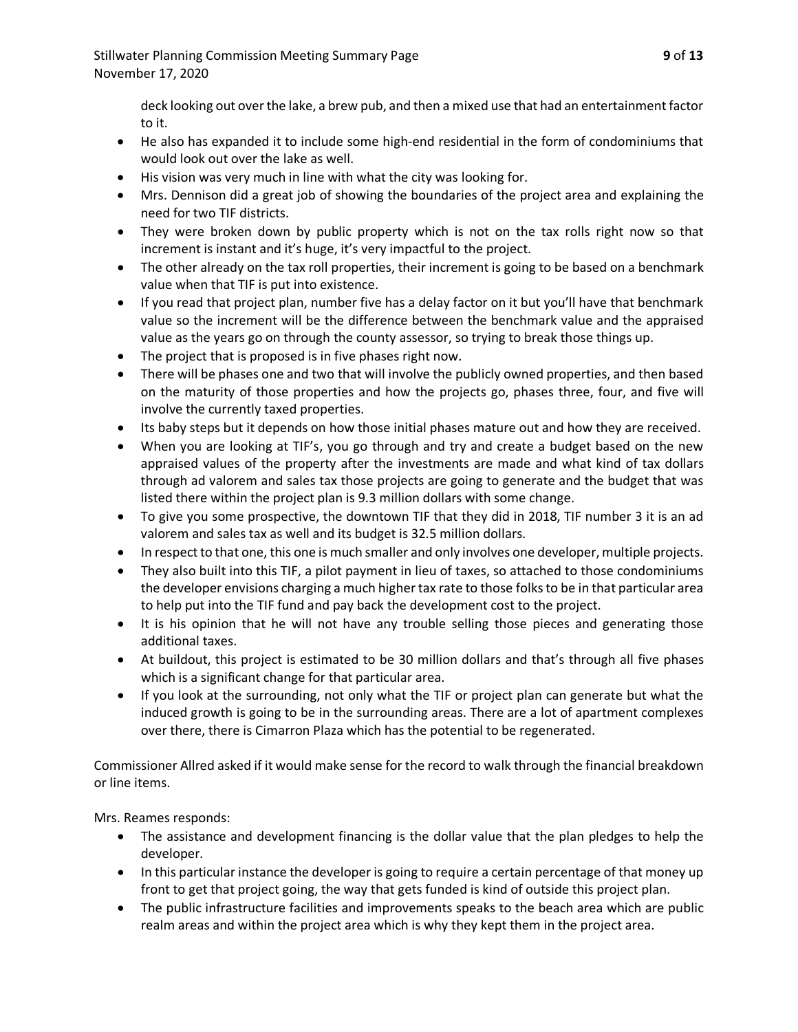deck looking out over the lake, a brew pub, and then a mixed use that had an entertainment factor to it.

- He also has expanded it to include some high-end residential in the form of condominiums that would look out over the lake as well.
- His vision was very much in line with what the city was looking for.
- Mrs. Dennison did a great job of showing the boundaries of the project area and explaining the need for two TIF districts.
- They were broken down by public property which is not on the tax rolls right now so that increment is instant and it's huge, it's very impactful to the project.
- The other already on the tax roll properties, their increment is going to be based on a benchmark value when that TIF is put into existence.
- If you read that project plan, number five has a delay factor on it but you'll have that benchmark value so the increment will be the difference between the benchmark value and the appraised value as the years go on through the county assessor, so trying to break those things up.
- The project that is proposed is in five phases right now.
- There will be phases one and two that will involve the publicly owned properties, and then based on the maturity of those properties and how the projects go, phases three, four, and five will involve the currently taxed properties.
- Its baby steps but it depends on how those initial phases mature out and how they are received.
- When you are looking at TIF's, you go through and try and create a budget based on the new appraised values of the property after the investments are made and what kind of tax dollars through ad valorem and sales tax those projects are going to generate and the budget that was listed there within the project plan is 9.3 million dollars with some change.
- To give you some prospective, the downtown TIF that they did in 2018, TIF number 3 it is an ad valorem and sales tax as well and its budget is 32.5 million dollars.
- In respect to that one, this one is much smaller and only involves one developer, multiple projects.
- They also built into this TIF, a pilot payment in lieu of taxes, so attached to those condominiums the developer envisions charging a much higher tax rate to those folks to be in that particular area to help put into the TIF fund and pay back the development cost to the project.
- It is his opinion that he will not have any trouble selling those pieces and generating those additional taxes.
- At buildout, this project is estimated to be 30 million dollars and that's through all five phases which is a significant change for that particular area.
- If you look at the surrounding, not only what the TIF or project plan can generate but what the induced growth is going to be in the surrounding areas. There are a lot of apartment complexes over there, there is Cimarron Plaza which has the potential to be regenerated.

Commissioner Allred asked if it would make sense for the record to walk through the financial breakdown or line items.

Mrs. Reames responds:

- The assistance and development financing is the dollar value that the plan pledges to help the developer.
- In this particular instance the developer is going to require a certain percentage of that money up front to get that project going, the way that gets funded is kind of outside this project plan.
- The public infrastructure facilities and improvements speaks to the beach area which are public realm areas and within the project area which is why they kept them in the project area.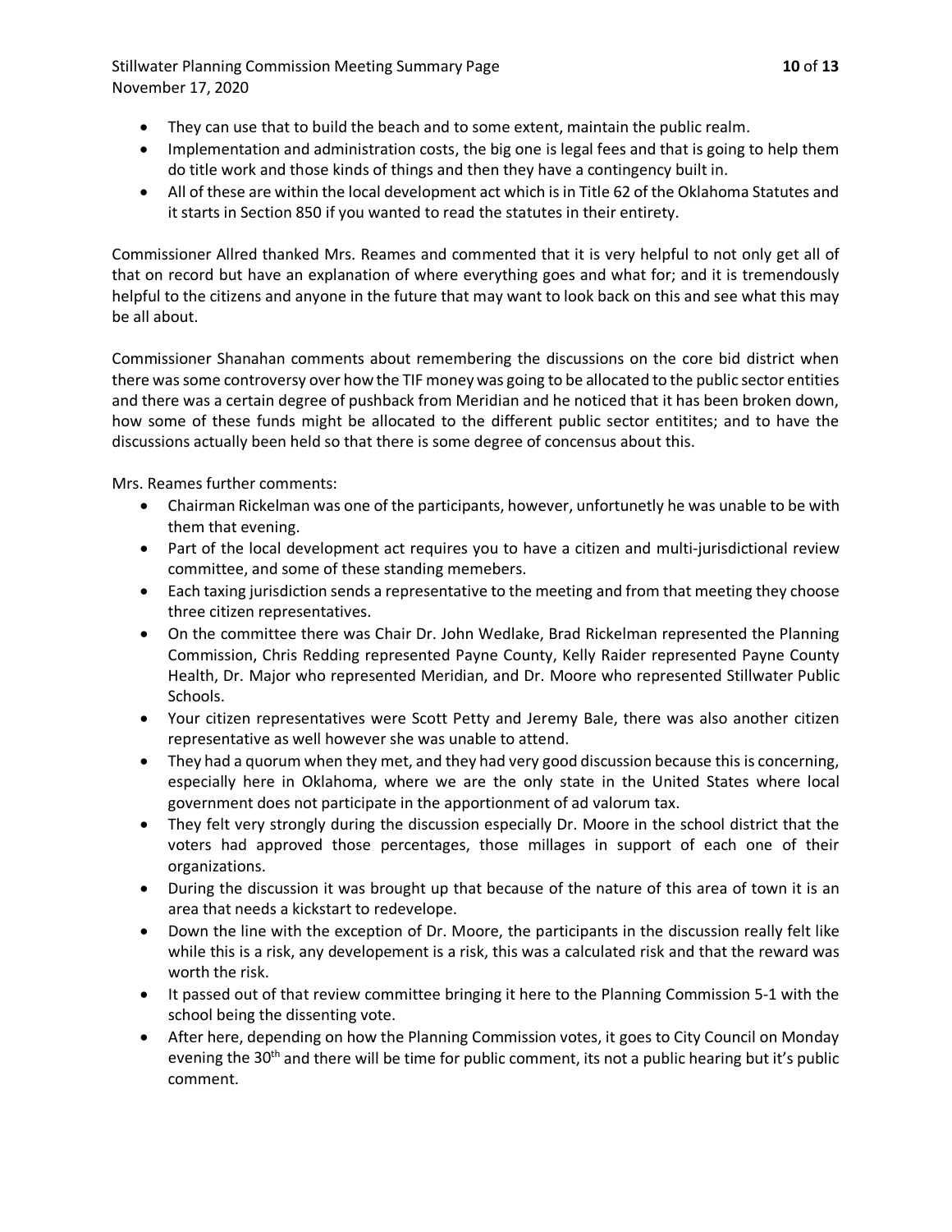- They can use that to build the beach and to some extent, maintain the public realm.
- Implementation and administration costs, the big one is legal fees and that is going to help them do title work and those kinds of things and then they have a contingency built in.
- All of these are within the local development act which is in Title 62 of the Oklahoma Statutes and it starts in Section 850 if you wanted to read the statutes in their entirety.

Commissioner Allred thanked Mrs. Reames and commented that it is very helpful to not only get all of that on record but have an explanation of where everything goes and what for; and it is tremendously helpful to the citizens and anyone in the future that may want to look back on this and see what this may be all about.

Commissioner Shanahan comments about remembering the discussions on the core bid district when there was some controversy over how the TIF money was going to be allocated to the public sector entities and there was a certain degree of pushback from Meridian and he noticed that it has been broken down, how some of these funds might be allocated to the different public sector entitites; and to have the discussions actually been held so that there is some degree of concensus about this.

Mrs. Reames further comments:

- Chairman Rickelman was one of the participants, however, unfortunetly he was unable to be with them that evening.
- Part of the local development act requires you to have a citizen and multi-jurisdictional review committee, and some of these standing memebers.
- Each taxing jurisdiction sends a representative to the meeting and from that meeting they choose three citizen representatives.
- On the committee there was Chair Dr. John Wedlake, Brad Rickelman represented the Planning Commission, Chris Redding represented Payne County, Kelly Raider represented Payne County Health, Dr. Major who represented Meridian, and Dr. Moore who represented Stillwater Public Schools.
- Your citizen representatives were Scott Petty and Jeremy Bale, there was also another citizen representative as well however she was unable to attend.
- They had a quorum when they met, and they had very good discussion because this is concerning, especially here in Oklahoma, where we are the only state in the United States where local government does not participate in the apportionment of ad valorum tax.
- They felt very strongly during the discussion especially Dr. Moore in the school district that the voters had approved those percentages, those millages in support of each one of their organizations.
- During the discussion it was brought up that because of the nature of this area of town it is an area that needs a kickstart to redevelope.
- Down the line with the exception of Dr. Moore, the participants in the discussion really felt like while this is a risk, any developement is a risk, this was a calculated risk and that the reward was worth the risk.
- It passed out of that review committee bringing it here to the Planning Commission 5-1 with the school being the dissenting vote.
- After here, depending on how the Planning Commission votes, it goes to City Council on Monday evening the 30th and there will be time for public comment, its not a public hearing but it's public comment.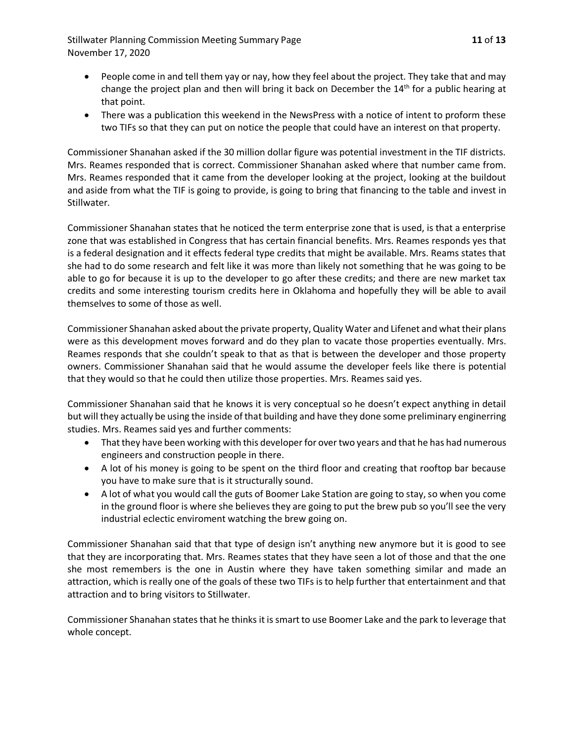- People come in and tell them yay or nay, how they feel about the project. They take that and may change the project plan and then will bring it back on December the 14th for a public hearing at that point.
- There was a publication this weekend in the NewsPress with a notice of intent to proform these two TIFs so that they can put on notice the people that could have an interest on that property.

Commissioner Shanahan asked if the 30 million dollar figure was potential investment in the TIF districts. Mrs. Reames responded that is correct. Commissioner Shanahan asked where that number came from. Mrs. Reames responded that it came from the developer looking at the project, looking at the buildout and aside from what the TIF is going to provide, is going to bring that financing to the table and invest in Stillwater.

Commissioner Shanahan states that he noticed the term enterprise zone that is used, is that a enterprise zone that was established in Congress that has certain financial benefits. Mrs. Reames responds yes that is a federal designation and it effects federal type credits that might be available. Mrs. Reams states that she had to do some research and felt like it was more than likely not something that he was going to be able to go for because it is up to the developer to go after these credits; and there are new market tax credits and some interesting tourism credits here in Oklahoma and hopefully they will be able to avail themselves to some of those as well.

Commissioner Shanahan asked about the private property, Quality Water and Lifenet and what their plans were as this development moves forward and do they plan to vacate those properties eventually. Mrs. Reames responds that she couldn't speak to that as that is between the developer and those property owners. Commissioner Shanahan said that he would assume the developer feels like there is potential that they would so that he could then utilize those properties. Mrs. Reames said yes.

Commissioner Shanahan said that he knows it is very conceptual so he doesn't expect anything in detail but will they actually be using the inside of that building and have they done some preliminary enginerring studies. Mrs. Reames said yes and further comments:

- That they have been working with this developer for over two years and that he has had numerous engineers and construction people in there.
- A lot of his money is going to be spent on the third floor and creating that rooftop bar because you have to make sure that is it structurally sound.
- A lot of what you would call the guts of Boomer Lake Station are going to stay, so when you come in the ground floor is where she believes they are going to put the brew pub so you'll see the very industrial eclectic enviroment watching the brew going on.

Commissioner Shanahan said that that type of design isn't anything new anymore but it is good to see that they are incorporating that. Mrs. Reames states that they have seen a lot of those and that the one she most remembers is the one in Austin where they have taken something similar and made an attraction, which is really one of the goals of these two TIFs is to help further that entertainment and that attraction and to bring visitors to Stillwater.

Commissioner Shanahan states that he thinks it is smart to use Boomer Lake and the park to leverage that whole concept.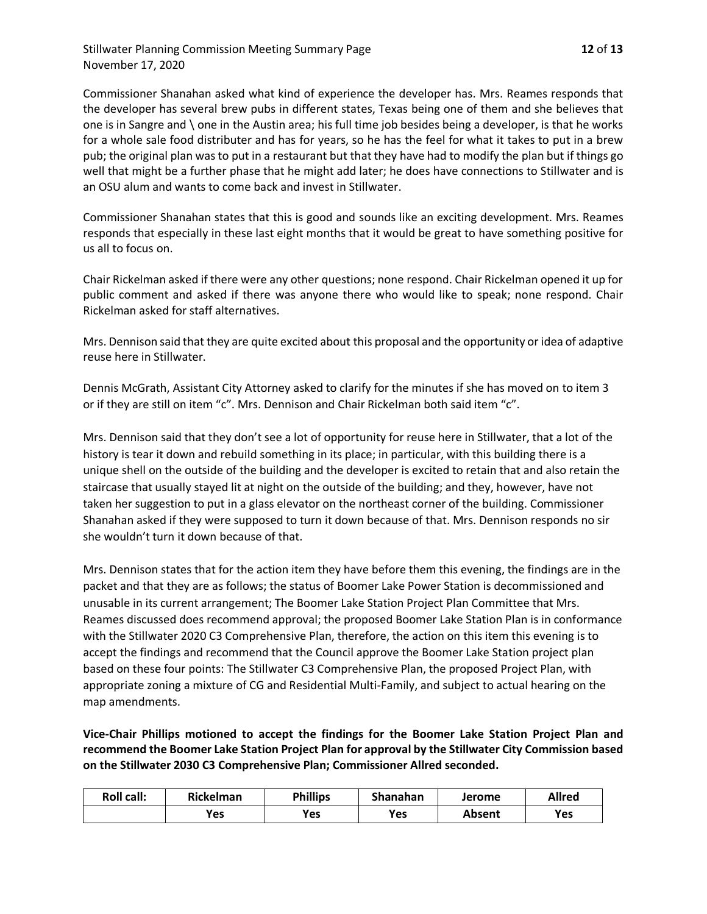Commissioner Shanahan asked what kind of experience the developer has. Mrs. Reames responds that the developer has several brew pubs in different states, Texas being one of them and she believes that one is in Sangre and \ one in the Austin area; his full time job besides being a developer, is that he works for a whole sale food distributer and has for years, so he has the feel for what it takes to put in a brew pub; the original plan was to put in a restaurant but that they have had to modify the plan but if things go well that might be a further phase that he might add later; he does have connections to Stillwater and is an OSU alum and wants to come back and invest in Stillwater.

Commissioner Shanahan states that this is good and sounds like an exciting development. Mrs. Reames responds that especially in these last eight months that it would be great to have something positive for us all to focus on.

Chair Rickelman asked if there were any other questions; none respond. Chair Rickelman opened it up for public comment and asked if there was anyone there who would like to speak; none respond. Chair Rickelman asked for staff alternatives.

Mrs. Dennison said that they are quite excited about this proposal and the opportunity or idea of adaptive reuse here in Stillwater.

Dennis McGrath, Assistant City Attorney asked to clarify for the minutes if she has moved on to item 3 or if they are still on item "c". Mrs. Dennison and Chair Rickelman both said item "c".

Mrs. Dennison said that they don't see a lot of opportunity for reuse here in Stillwater, that a lot of the history is tear it down and rebuild something in its place; in particular, with this building there is a unique shell on the outside of the building and the developer is excited to retain that and also retain the staircase that usually stayed lit at night on the outside of the building; and they, however, have not taken her suggestion to put in a glass elevator on the northeast corner of the building. Commissioner Shanahan asked if they were supposed to turn it down because of that. Mrs. Dennison responds no sir she wouldn't turn it down because of that.

Mrs. Dennison states that for the action item they have before them this evening, the findings are in the packet and that they are as follows; the status of Boomer Lake Power Station is decommissioned and unusable in its current arrangement; The Boomer Lake Station Project Plan Committee that Mrs. Reames discussed does recommend approval; the proposed Boomer Lake Station Plan is in conformance with the Stillwater 2020 C3 Comprehensive Plan, therefore, the action on this item this evening is to accept the findings and recommend that the Council approve the Boomer Lake Station project plan based on these four points: The Stillwater C3 Comprehensive Plan, the proposed Project Plan, with appropriate zoning a mixture of CG and Residential Multi-Family, and subject to actual hearing on the map amendments.

**Vice-Chair Phillips motioned to accept the findings for the Boomer Lake Station Project Plan and recommend the Boomer Lake Station Project Plan for approval by the Stillwater City Commission based on the Stillwater 2030 C3 Comprehensive Plan; Commissioner Allred seconded.**

| Roll call: | Rickelman | Phillips | Shanahan | Jerome | Allred |
|---|---|---|---|---|---|
| | Yes | Yes | Yes | Absent | Yes |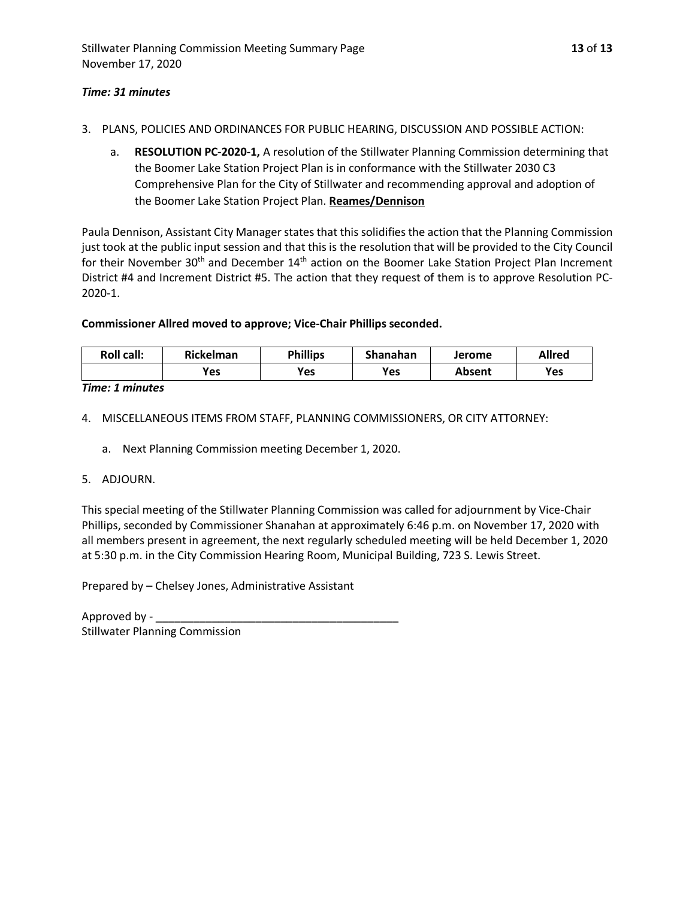***Time: 31 minutes***

3. PLANS, POLICIES AND ORDINANCES FOR PUBLIC HEARING, DISCUSSION AND POSSIBLE ACTION:

    a. **RESOLUTION PC-2020-1,** A resolution of the Stillwater Planning Commission determining that the Boomer Lake Station Project Plan is in conformance with the Stillwater 2030 C3 Comprehensive Plan for the City of Stillwater and recommending approval and adoption of the Boomer Lake Station Project Plan. **Reames/Dennison**

Paula Dennison, Assistant City Manager states that this solidifies the action that the Planning Commission just took at the public input session and that this is the resolution that will be provided to the City Council for their November 30th and December 14th action on the Boomer Lake Station Project Plan Increment District #4 and Increment District #5. The action that they request of them is to approve Resolution PC-2020-1.

**Commissioner Allred moved to approve; Vice-Chair Phillips seconded.**

| Roll call: | Rickelman | Phillips | Shanahan | Jerome | Allred |
|---|---|---|---|---|---|
| | Yes | Yes | Yes | Absent | Yes |

***Time: 1 minutes***

4. MISCELLANEOUS ITEMS FROM STAFF, PLANNING COMMISSIONERS, OR CITY ATTORNEY:

    a. Next Planning Commission meeting December 1, 2020.

5. ADJOURN.

This special meeting of the Stillwater Planning Commission was called for adjournment by Vice-Chair Phillips, seconded by Commissioner Shanahan at approximately 6:46 p.m. on November 17, 2020 with all members present in agreement, the next regularly scheduled meeting will be held December 1, 2020 at 5:30 p.m. in the City Commission Hearing Room, Municipal Building, 723 S. Lewis Street.

Prepared by – Chelsey Jones, Administrative Assistant

Approved by - ________________________________________
Stillwater Planning Commission